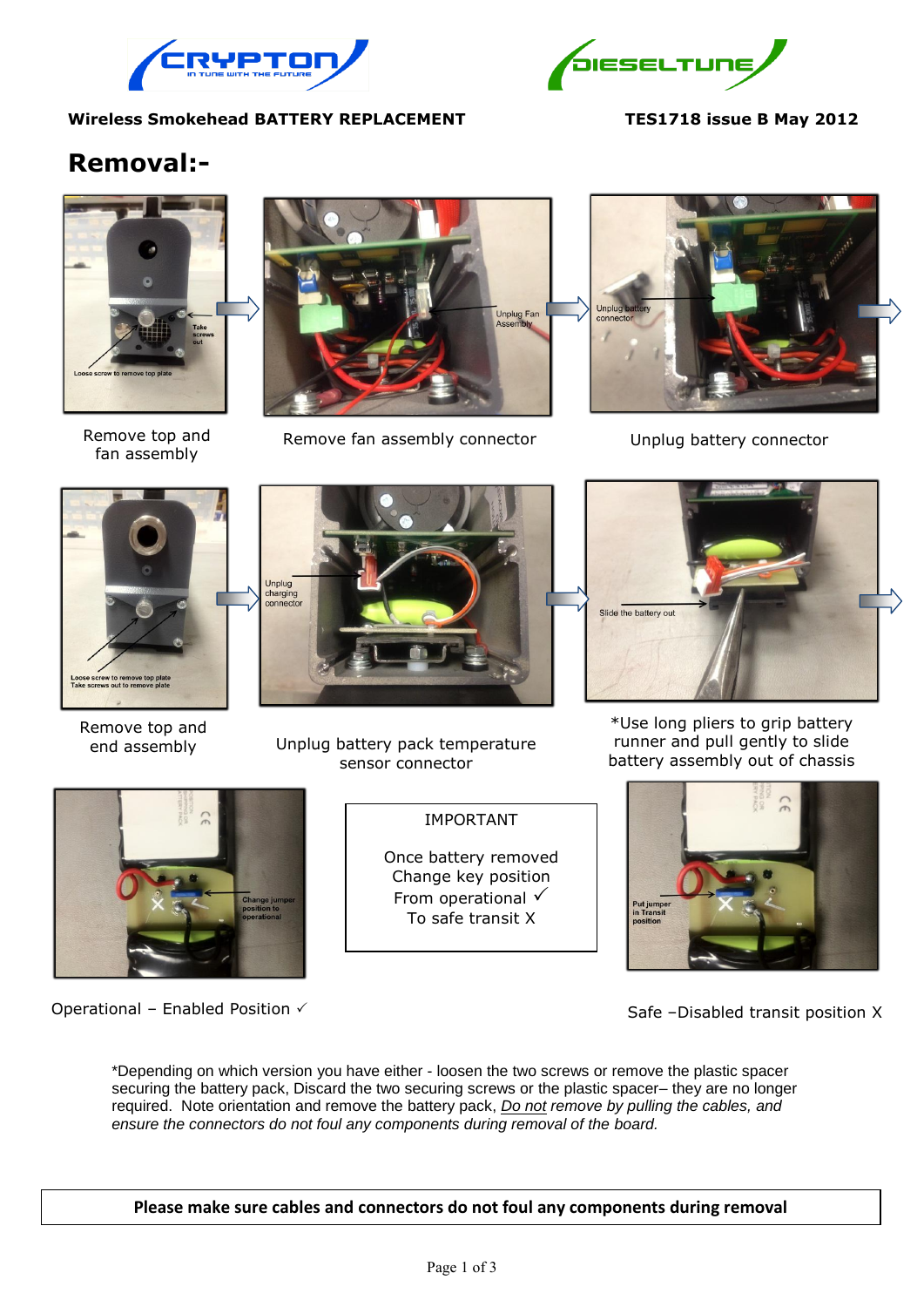**Wireless Smokehead BATTERY REPLACEMENT** **TES1718 issue B May 2012**

# Removal:-

Remove top and fan assembly

Remove fan assembly connector

Unplug battery connector

Remove top and end assembly

Unplug battery pack temperature sensor connector

*Use long pliers to grip battery runner and pull gently to slide battery assembly out of chassis

IMPORTANT

Once battery removed
Change key position
From operational ✓
To safe transit X

Operational – Enabled Position ✓

Safe –Disabled transit position X

*Depending on which version you have either - loosen the two screws or remove the plastic spacer securing the battery pack, Discard the two securing screws or the plastic spacer– they are no longer required. Note orientation and remove the battery pack, *Do not remove by pulling the cables, and ensure the connectors do not foul any components during removal of the board.*

**Please make sure cables and connectors do not foul any components during removal**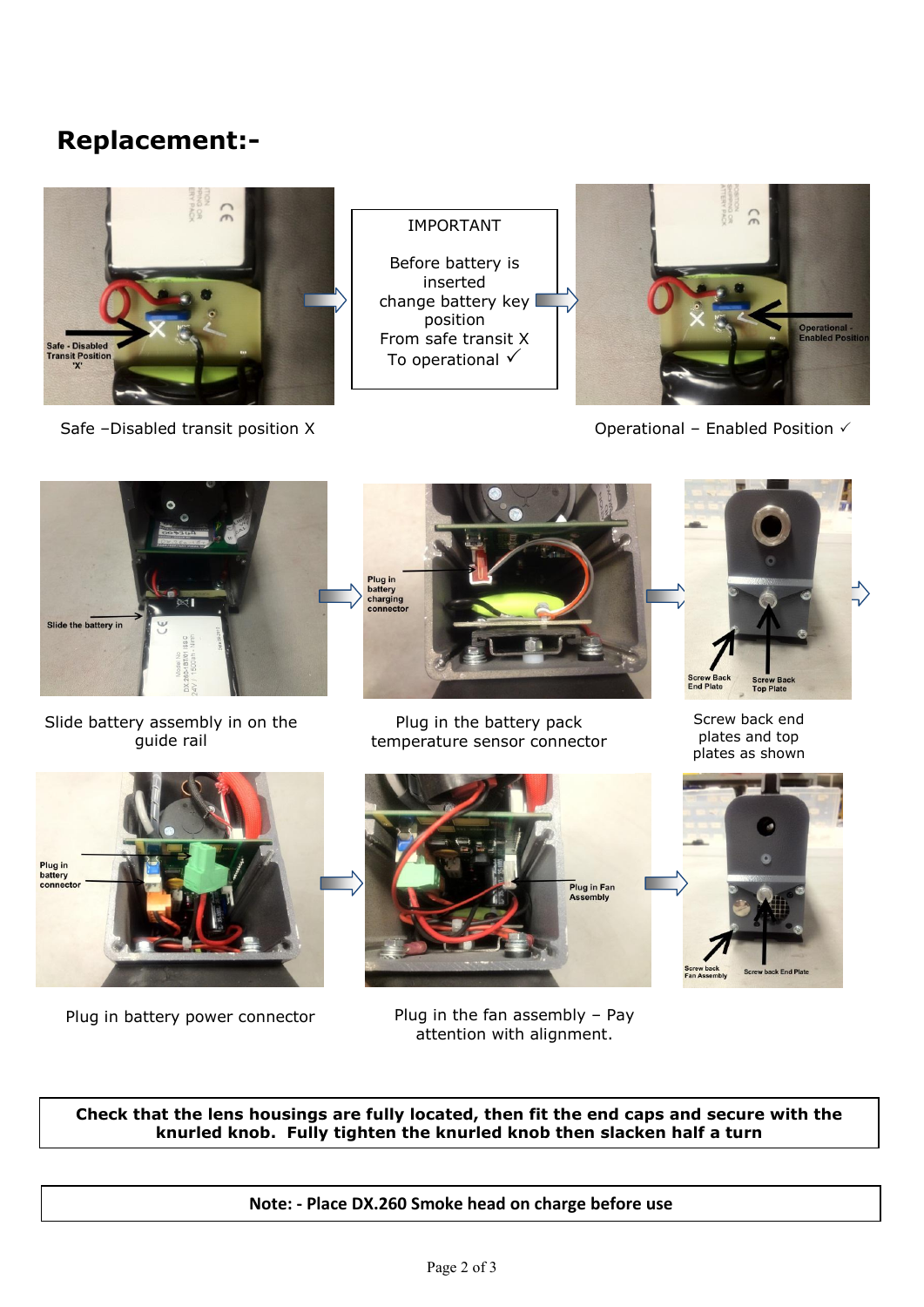# Replacement:-

IMPORTANT

Before battery is inserted change battery key position From safe transit X To operational ✓

Safe –Disabled transit position X

Operational – Enabled Position ✓

Slide battery assembly in on the guide rail

Plug in the battery pack temperature sensor connector

Screw back end plates and top plates as shown

Plug in battery power connector

Plug in the fan assembly – Pay attention with alignment.

**Check that the lens housings are fully located, then fit the end caps and secure with the knurled knob. Fully tighten the knurled knob then slacken half a turn**

**Note: - Place DX.260 Smoke head on charge before use**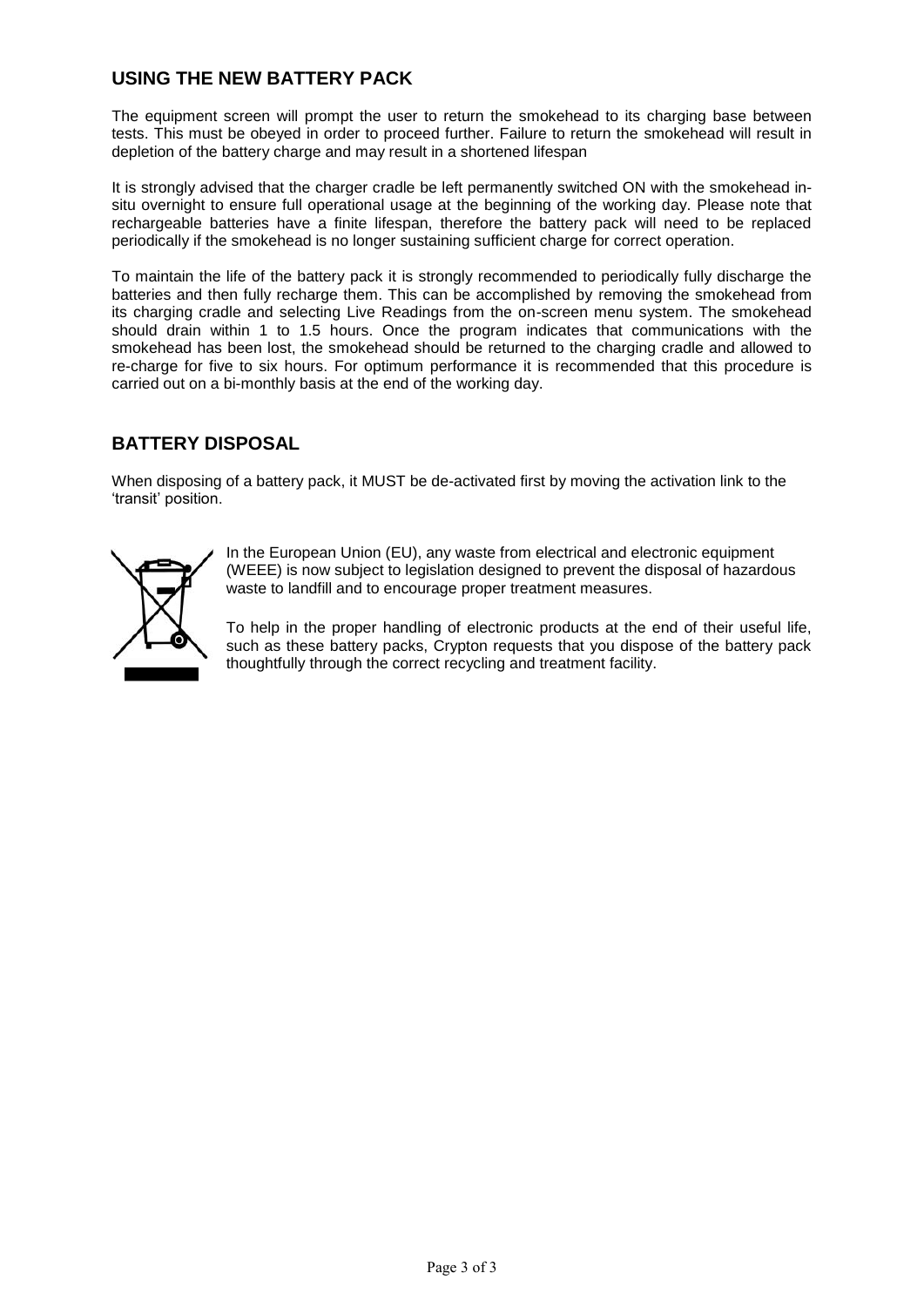## USING THE NEW BATTERY PACK

The equipment screen will prompt the user to return the smokehead to its charging base between tests. This must be obeyed in order to proceed further. Failure to return the smokehead will result in depletion of the battery charge and may result in a shortened lifespan

It is strongly advised that the charger cradle be left permanently switched ON with the smokehead in-situ overnight to ensure full operational usage at the beginning of the working day. Please note that rechargeable batteries have a finite lifespan, therefore the battery pack will need to be replaced periodically if the smokehead is no longer sustaining sufficient charge for correct operation.

To maintain the life of the battery pack it is strongly recommended to periodically fully discharge the batteries and then fully recharge them. This can be accomplished by removing the smokehead from its charging cradle and selecting Live Readings from the on-screen menu system. The smokehead should drain within 1 to 1.5 hours. Once the program indicates that communications with the smokehead has been lost, the smokehead should be returned to the charging cradle and allowed to re-charge for five to six hours. For optimum performance it is recommended that this procedure is carried out on a bi-monthly basis at the end of the working day.

## BATTERY DISPOSAL

When disposing of a battery pack, it MUST be de-activated first by moving the activation link to the 'transit' position.

In the European Union (EU), any waste from electrical and electronic equipment (WEEE) is now subject to legislation designed to prevent the disposal of hazardous waste to landfill and to encourage proper treatment measures.

To help in the proper handling of electronic products at the end of their useful life, such as these battery packs, Crypton requests that you dispose of the battery pack thoughtfully through the correct recycling and treatment facility.